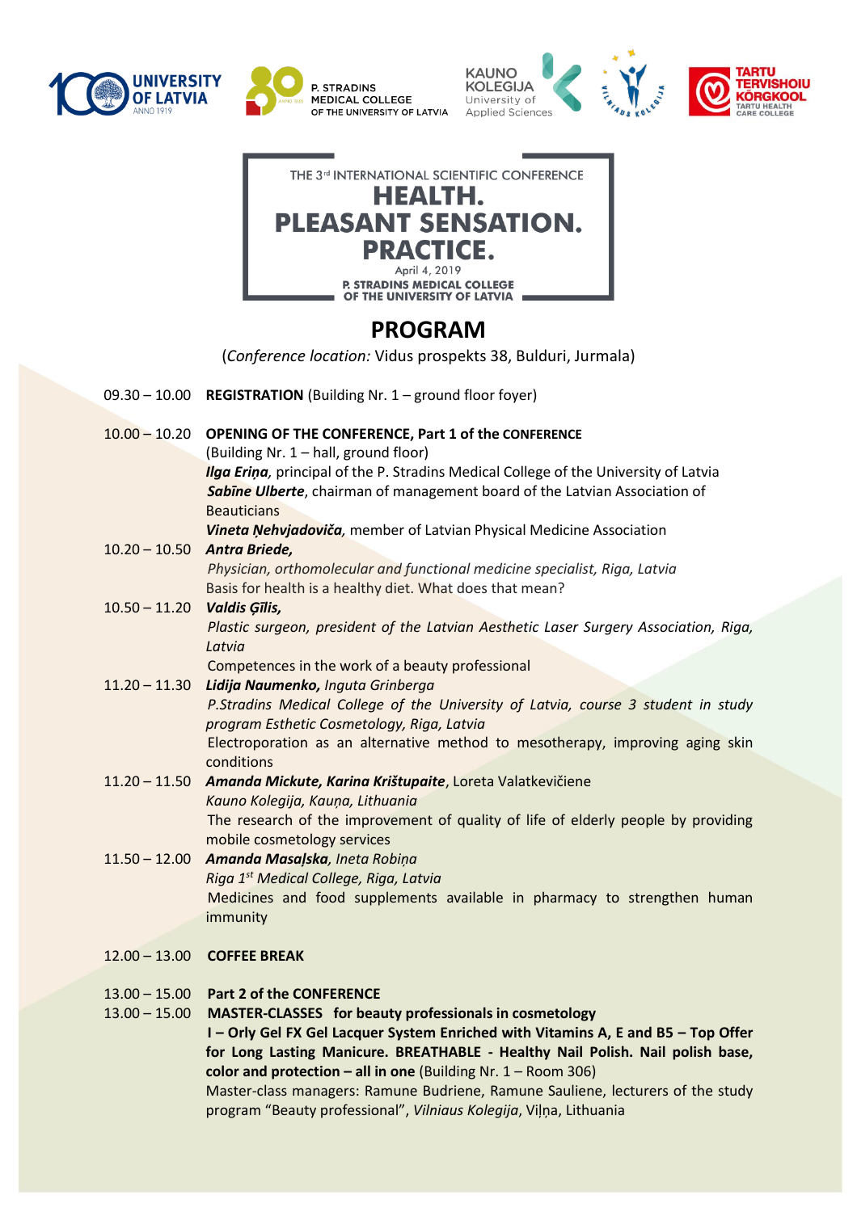UNIVERSITY OF LATVIA ANNO 1919 | P. STRADINS MEDICAL COLLEGE OF THE UNIVERSITY OF LATVIA | KAUNO KOLEGIJA University of Applied Sciences | VILNIAUS KOLEGIJA | TARTU TERVISHOIU KÕRGKOOL TARTU HEALTH CARE COLLEGE

THE 3rd INTERNATIONAL SCIENTIFIC CONFERENCE

# HEALTH. PLEASANT SENSATION. PRACTICE.

April 4, 2019

P. STRADINS MEDICAL COLLEGE OF THE UNIVERSITY OF LATVIA

## PROGRAM

(*Conference location:* Vidus prospekts 38, Bulduri, Jurmala)

09.30 – 10.00 **REGISTRATION** (Building Nr. 1 – ground floor foyer)

10.00 – 10.20 **OPENING OF THE CONFERENCE, Part 1 of the CONFERENCE**
(Building Nr. 1 – hall, ground floor)
***Ilga Eriņa****,* principal of the P. Stradins Medical College of the University of Latvia
***Sabīne Ulberte***, chairman of management board of the Latvian Association of Beauticians
***Vineta Ņehvjadoviča****,* member of Latvian Physical Medicine Association

10.20 – 10.50 ***Antra Briede,***
*Physician, orthomolecular and functional medicine specialist, Riga, Latvia*
Basis for health is a healthy diet. What does that mean?

10.50 – 11.20 ***Valdis Ģīlis,***
*Plastic surgeon, president of the Latvian Aesthetic Laser Surgery Association, Riga, Latvia*
Competences in the work of a beauty professional

11.20 – 11.30 ***Lidija Naumenko****, Inguta Grinberga*
*P.Stradins Medical College of the University of Latvia, course 3 student in study program Esthetic Cosmetology, Riga, Latvia*
Electroporation as an alternative method to mesotherapy, improving aging skin conditions

11.20 – 11.50 ***Amanda Mickute, Karina Krištupaite***, Loreta Valatkevičiene
*Kauno Kolegija, Kauņa, Lithuania*
The research of the improvement of quality of life of elderly people by providing mobile cosmetology services

11.50 – 12.00 ***Amanda Masaļska****, Ineta Robiņa*
*Riga 1st Medical College, Riga, Latvia*
Medicines and food supplements available in pharmacy to strengthen human immunity

12.00 – 13.00 **COFFEE BREAK**

13.00 – 15.00 **Part 2 of the CONFERENCE**

13.00 – 15.00 **MASTER-CLASSES for beauty professionals in cosmetology**
**I – Orly Gel FX Gel Lacquer System Enriched with Vitamins A, E and B5 – Top Offer for Long Lasting Manicure. BREATHABLE - Healthy Nail Polish. Nail polish base, color and protection – all in one** (Building Nr. 1 – Room 306)
Master-class managers: Ramune Budriene, Ramune Sauliene, lecturers of the study program "Beauty professional", *Vilniaus Kolegija*, Viļņa, Lithuania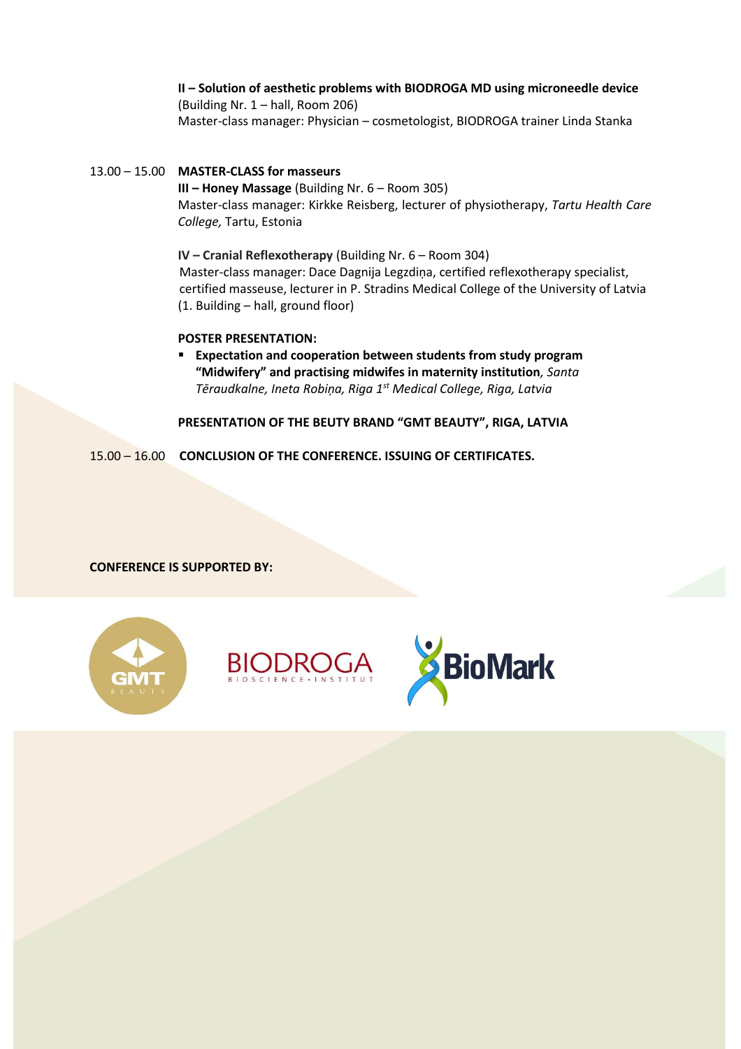**II – Solution of aesthetic problems with BIODROGA MD using microneedle device**
(Building Nr. 1 – hall, Room 206)
Master-class manager: Physician – cosmetologist, BIODROGA trainer Linda Stanka

13.00 – 15.00 **MASTER-CLASS for masseurs**

**III – Honey Massage** (Building Nr. 6 – Room 305)
Master-class manager: Kirkke Reisberg, lecturer of physiotherapy, *Tartu Health Care College,* Tartu, Estonia

**IV – Cranial Reflexotherapy** (Building Nr. 6 – Room 304)
Master-class manager: Dace Dagnija Legzdiņa, certified reflexotherapy specialist, certified masseuse, lecturer in P. Stradins Medical College of the University of Latvia
(1. Building – hall, ground floor)

**POSTER PRESENTATION:**

- **Expectation and cooperation between students from study program "Midwifery" and practising midwifes in maternity institution***, Santa Tēraudkalne, Ineta Robiņa, Riga 1st Medical College, Riga, Latvia*

**PRESENTATION OF THE BEUTY BRAND "GMT BEAUTY", RIGA, LATVIA**

15.00 – 16.00 **CONCLUSION OF THE CONFERENCE. ISSUING OF CERTIFICATES.**

**CONFERENCE IS SUPPORTED BY:**

GMT BEAUTY

BIODROGA BIOSCIENCE • INSTITUT

BioMark